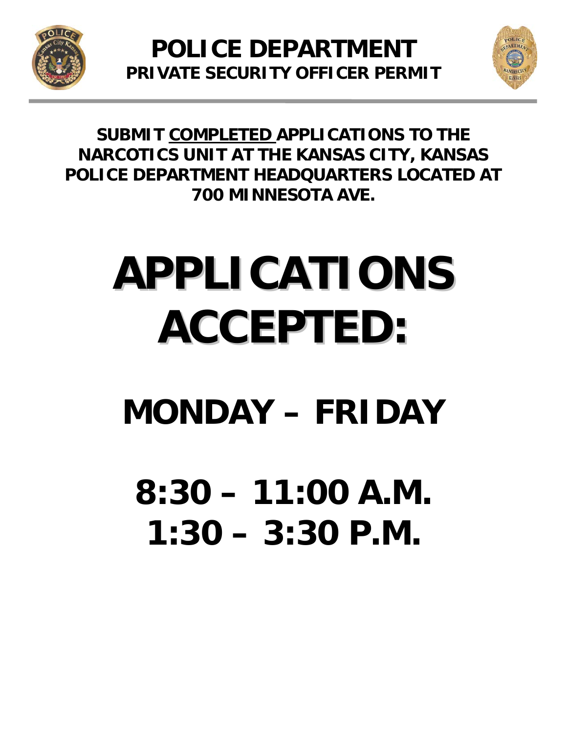# POLICE DEPARTMENT

## PRIVATE SECURITY OFFICER PERMIT

**SUBMIT COMPLETED APPLICATIONS TO THE NARCOTICS UNIT AT THE KANSAS CITY, KANSAS POLICE DEPARTMENT HEADQUARTERS LOCATED AT 700 MINNESOTA AVE.**

# APPLICATIONS ACCEPTED:

# MONDAY – FRIDAY

# 8:30 – 11:00 A.M.

# 1:30 – 3:30 P.M.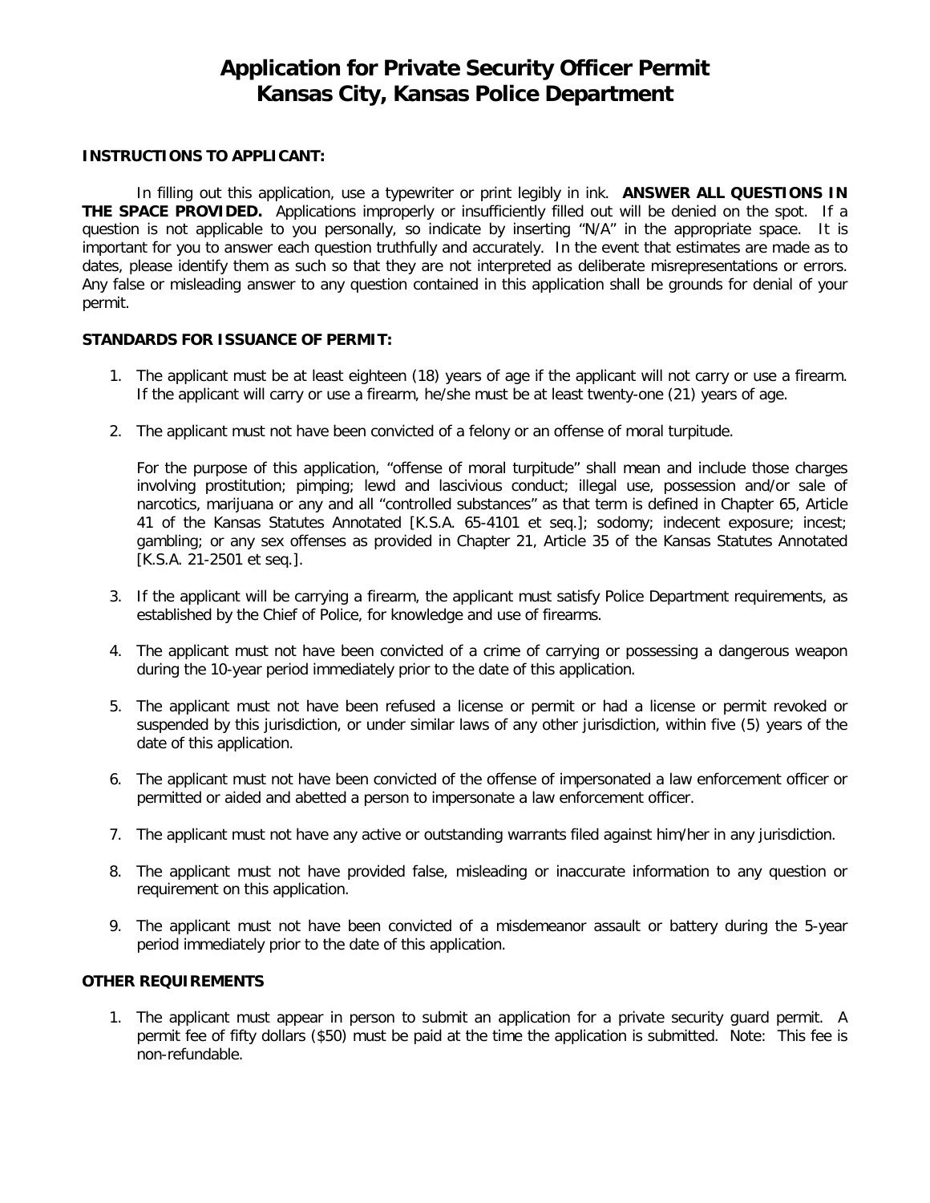# Application for Private Security Officer Permit
# Kansas City, Kansas Police Department

**INSTRUCTIONS TO APPLICANT:**

In filling out this application, use a typewriter or print legibly in ink. **ANSWER ALL QUESTIONS IN THE SPACE PROVIDED.** Applications improperly or insufficiently filled out will be denied on the spot. If a question is not applicable to you personally, so indicate by inserting "N/A" in the appropriate space. It is important for you to answer each question truthfully and accurately. In the event that estimates are made as to dates, please identify them as such so that they are not interpreted as deliberate misrepresentations or errors. Any false or misleading answer to any question contained in this application shall be grounds for denial of your permit.

**STANDARDS FOR ISSUANCE OF PERMIT:**

1. The applicant must be at least eighteen (18) years of age if the applicant will not carry or use a firearm. If the applicant will carry or use a firearm, he/she must be at least twenty-one (21) years of age.

2. The applicant must not have been convicted of a felony or an offense of moral turpitude.

   For the purpose of this application, "offense of moral turpitude" shall mean and include those charges involving prostitution; pimping; lewd and lascivious conduct; illegal use, possession and/or sale of narcotics, marijuana or any and all "controlled substances" as that term is defined in Chapter 65, Article 41 of the Kansas Statutes Annotated [K.S.A. 65-4101 et seq.]; sodomy; indecent exposure; incest; gambling; or any sex offenses as provided in Chapter 21, Article 35 of the Kansas Statutes Annotated [K.S.A. 21-2501 et seq.].

3. If the applicant will be carrying a firearm, the applicant must satisfy Police Department requirements, as established by the Chief of Police, for knowledge and use of firearms.

4. The applicant must not have been convicted of a crime of carrying or possessing a dangerous weapon during the 10-year period immediately prior to the date of this application.

5. The applicant must not have been refused a license or permit or had a license or permit revoked or suspended by this jurisdiction, or under similar laws of any other jurisdiction, within five (5) years of the date of this application.

6. The applicant must not have been convicted of the offense of impersonated a law enforcement officer or permitted or aided and abetted a person to impersonate a law enforcement officer.

7. The applicant must not have any active or outstanding warrants filed against him/her in any jurisdiction.

8. The applicant must not have provided false, misleading or inaccurate information to any question or requirement on this application.

9. The applicant must not have been convicted of a misdemeanor assault or battery during the 5-year period immediately prior to the date of this application.

**OTHER REQUIREMENTS**

1. The applicant must appear in person to submit an application for a private security guard permit. A permit fee of fifty dollars ($50) must be paid at the time the application is submitted. Note: This fee is non-refundable.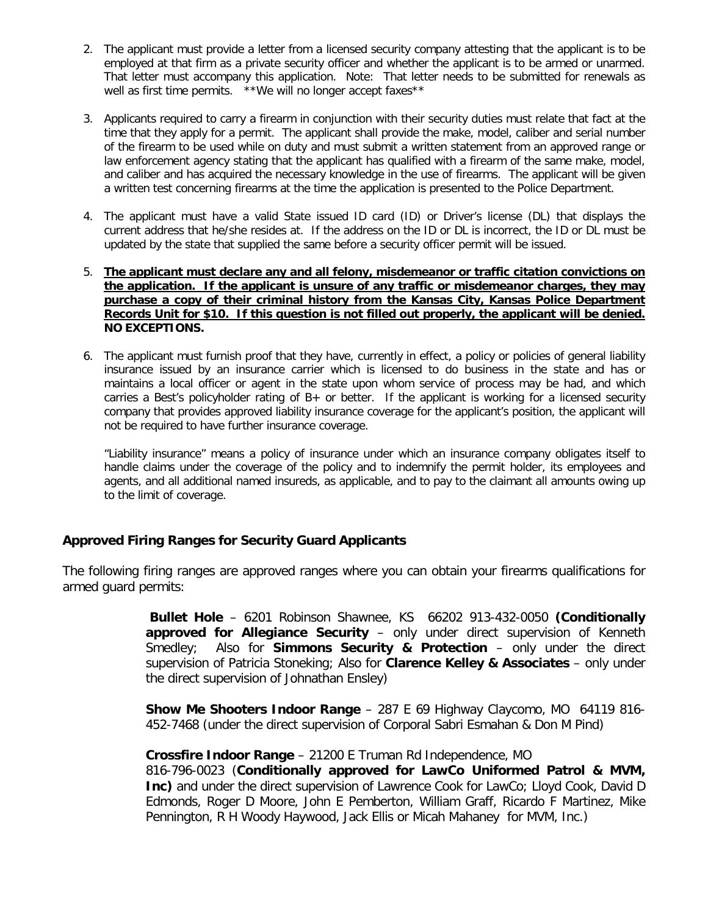2. The applicant must provide a letter from a licensed security company attesting that the applicant is to be employed at that firm as a private security officer and whether the applicant is to be armed or unarmed. That letter must accompany this application. Note: That letter needs to be submitted for renewals as well as first time permits. **We will no longer accept faxes**

3. Applicants required to carry a firearm in conjunction with their security duties must relate that fact at the time that they apply for a permit. The applicant shall provide the make, model, caliber and serial number of the firearm to be used while on duty and must submit a written statement from an approved range or law enforcement agency stating that the applicant has qualified with a firearm of the same make, model, and caliber and has acquired the necessary knowledge in the use of firearms. The applicant will be given a written test concerning firearms at the time the application is presented to the Police Department.

4. The applicant must have a valid State issued ID card (ID) or Driver's license (DL) that displays the current address that he/she resides at. If the address on the ID or DL is incorrect, the ID or DL must be updated by the state that supplied the same before a security officer permit will be issued.

5. **The applicant must declare any and all felony, misdemeanor or traffic citation convictions on the application. If the applicant is unsure of any traffic or misdemeanor charges, they may purchase a copy of their criminal history from the Kansas City, Kansas Police Department Records Unit for $10. If this question is not filled out properly, the applicant will be denied. NO EXCEPTIONS.**

6. The applicant must furnish proof that they have, currently in effect, a policy or policies of general liability insurance issued by an insurance carrier which is licensed to do business in the state and has or maintains a local officer or agent in the state upon whom service of process may be had, and which carries a Best's policyholder rating of B+ or better. If the applicant is working for a licensed security company that provides approved liability insurance coverage for the applicant's position, the applicant will not be required to have further insurance coverage.

   "Liability insurance" means a policy of insurance under which an insurance company obligates itself to handle claims under the coverage of the policy and to indemnify the permit holder, its employees and agents, and all additional named insureds, as applicable, and to pay to the claimant all amounts owing up to the limit of coverage.

## Approved Firing Ranges for Security Guard Applicants

The following firing ranges are approved ranges where you can obtain your firearms qualifications for armed guard permits:

**Bullet Hole** – 6201 Robinson Shawnee, KS 66202 913-432-0050 **(Conditionally approved for Allegiance Security** – only under direct supervision of Kenneth Smedley; Also for **Simmons Security & Protection** – only under the direct supervision of Patricia Stoneking; Also for **Clarence Kelley & Associates** – only under the direct supervision of Johnathan Ensley)

**Show Me Shooters Indoor Range** – 287 E 69 Highway Claycomo, MO 64119 816-452-7468 (under the direct supervision of Corporal Sabri Esmahan & Don M Pind)

**Crossfire Indoor Range** – 21200 E Truman Rd Independence, MO 816-796-0023 (**Conditionally approved for LawCo Uniformed Patrol & MVM, Inc)** and under the direct supervision of Lawrence Cook for LawCo; Lloyd Cook, David D Edmonds, Roger D Moore, John E Pemberton, William Graff, Ricardo F Martinez, Mike Pennington, R H Woody Haywood, Jack Ellis or Micah Mahaney for MVM, Inc.)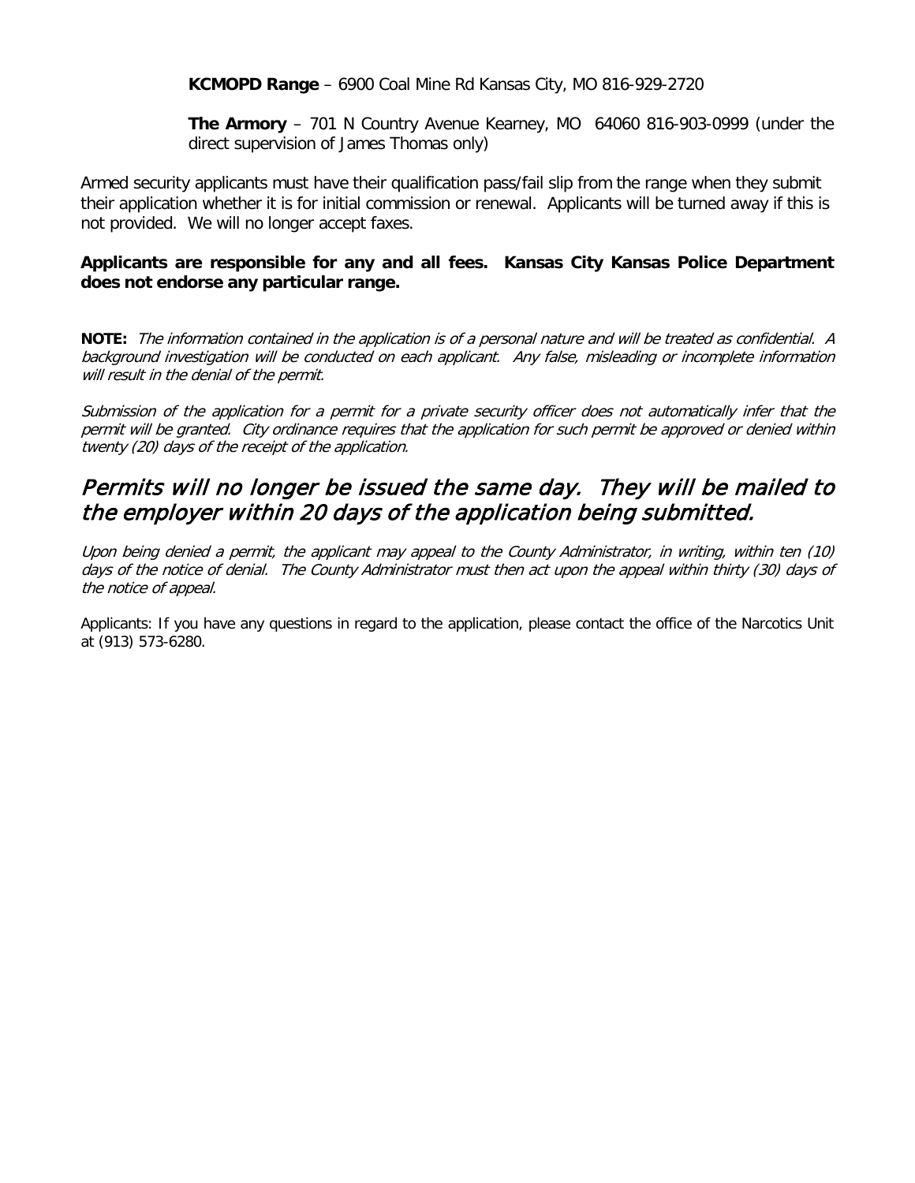**KCMOPD Range** – 6900 Coal Mine Rd Kansas City, MO 816-929-2720

**The Armory** – 701 N Country Avenue Kearney, MO 64060 816-903-0999 (under the direct supervision of James Thomas only)

Armed security applicants must have their qualification pass/fail slip from the range when they submit their application whether it is for initial commission or renewal. Applicants will be turned away if this is not provided. We will no longer accept faxes.

**Applicants are responsible for any and all fees. Kansas City Kansas Police Department does not endorse any particular range.**

**NOTE:** *The information contained in the application is of a personal nature and will be treated as confidential. A background investigation will be conducted on each applicant. Any false, misleading or incomplete information will result in the denial of the permit.*

*Submission of the application for a permit for a private security officer does not automatically infer that the permit will be granted. City ordinance requires that the application for such permit be approved or denied within twenty (20) days of the receipt of the application.*

## *Permits will no longer be issued the same day. They will be mailed to the employer within 20 days of the application being submitted.*

*Upon being denied a permit, the applicant may appeal to the County Administrator, in writing, within ten (10) days of the notice of denial. The County Administrator must then act upon the appeal within thirty (30) days of the notice of appeal.*

Applicants: If you have any questions in regard to the application, please contact the office of the Narcotics Unit at (913) 573-6280.